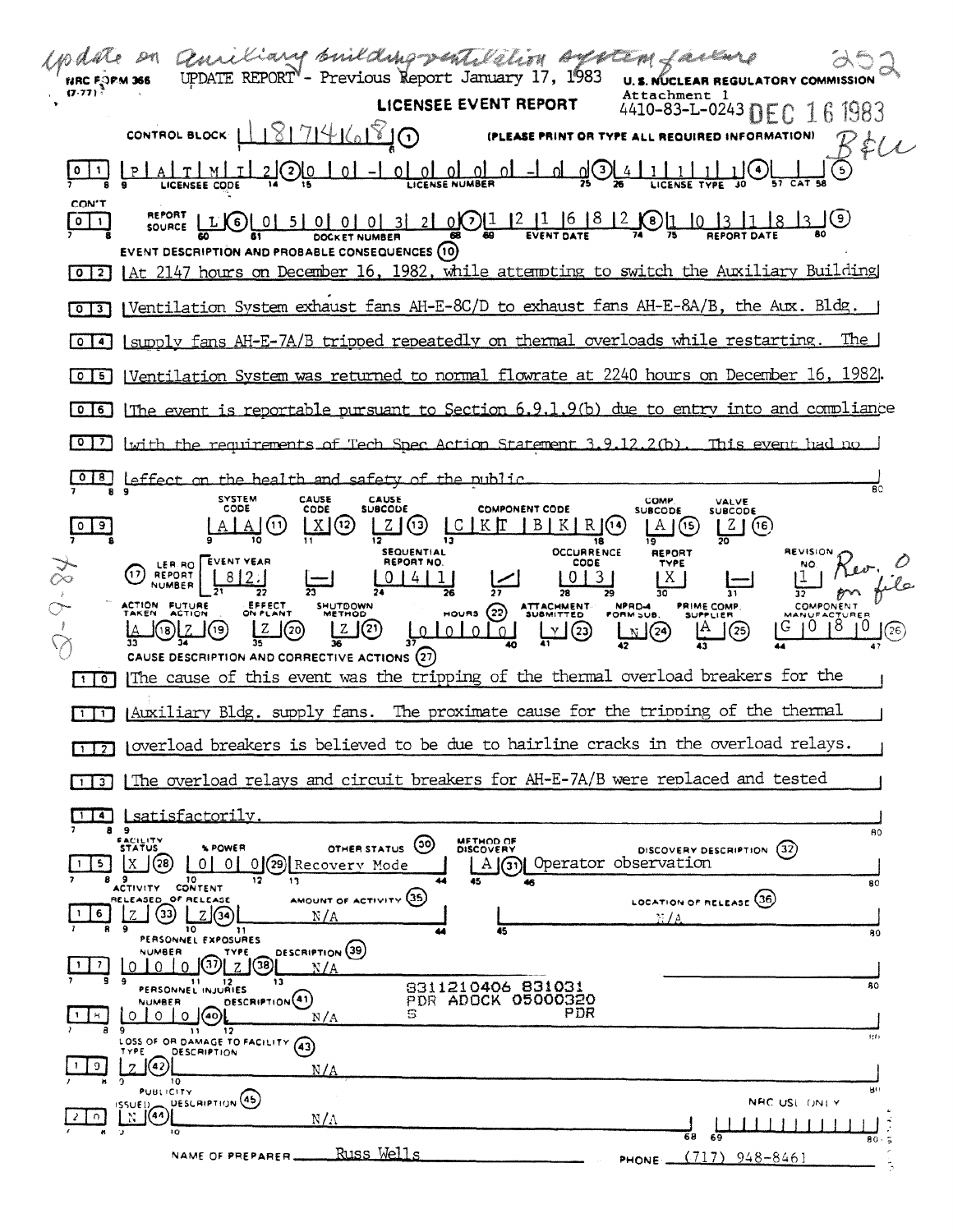Update on auxiliary building ventilation system failure 252

NRC FORM 366 (7-77) UPDATE REPORT - Previous Report January 17, 1983

U.S. NUCLEAR REGULATORY COMMISSION

Attachment 1

4410-83-L-0243 DEC 16 1983

# LICENSEE EVENT REPORT

CONTROL BLOCK: 1 8 7 4 6 8 (1) (PLEASE PRINT OR TYPE ALL REQUIRED INFORMATION) B&W

| | | | | | |
|---|---|---|---|---|---|
| 0 1 | LICENSEE CODE: P A T M I 2 (2) | LICENSE NUMBER: 0 0 - 0 0 0 0 0 - 0 0 (3) | LICENSE TYPE: 4 1 1 1 1 (4) | CAT: (5) | |
| CON'T 0 1 | REPORT SOURCE: L (6) | DOCKET NUMBER: 0 5 0 0 0 3 2 0 (7) | EVENT DATE: 1 2 1 6 8 2 (8) | REPORT DATE: 1 0 3 1 8 3 (9) | |

EVENT DESCRIPTION AND PROBABLE CONSEQUENCES (10)

0 2 At 2147 hours on December 16, 1982, while attempting to switch the Auxiliary Building

0 3 Ventilation System exhaust fans AH-E-8C/D to exhaust fans AH-E-8A/B, the Aux. Bldg.

0 4 supply fans AH-E-7A/B tripped repeatedly on thermal overloads while restarting. The

0 5 Ventilation System was returned to normal flowrate at 2240 hours on December 16, 1982.

0 6 The event is reportable pursuant to Section 6.9.1.9(b) due to entry into and compliance

0 7 with the requirements of Tech Spec Action Statement 3.9.12.2(b). This event had no

0 8 effect on the health and safety of the public.

| | SYSTEM CODE | CAUSE CODE | CAUSE SUBCODE | COMPONENT CODE | COMP. SUBCODE | VALVE SUBCODE |
|---|---|---|---|---|---|---|
| 0 9 | A A (11) | X (12) | Z (13) | C K T B K R (14) | A (15) | Z (16) |

| (17) LER/RO REPORT NUMBER | EVENT YEAR | | SEQUENTIAL REPORT NO. | | OCCURRENCE CODE | REPORT TYPE | | REVISION NO. |
|---|---|---|---|---|---|---|---|---|
| | 8 2 | — | 0 4 1 | / | 0 3 | X | — | 1 |

Rev. 0 on file

8-9-84

| ACTION TAKEN | FUTURE ACTION | EFFECT ON PLANT | SHUTDOWN METHOD | HOURS (22) | ATTACHMENT SUBMITTED | NPRD-4 FORM SUB. | PRIME COMP. SUPPLIER | COMPONENT MANUFACTURER |
|---|---|---|---|---|---|---|---|---|
| A (18) | Z (19) | Z (20) | Z (21) | 0 0 0 0 | Y (23) | N (24) | A (25) | G 0 8 0 (26) |

CAUSE DESCRIPTION AND CORRECTIVE ACTIONS (27)

1 0 The cause of this event was the tripping of the thermal overload breakers for the

1 1 Auxiliary Bldg. supply fans. The proximate cause for the tripping of the thermal

1 2 overload breakers is believed to be due to hairline cracks in the overload relays.

1 3 The overload relays and circuit breakers for AH-E-7A/B were replaced and tested

1 4 satisfactorily.

| | FACILITY STATUS | % POWER | OTHER STATUS (30) | METHOD OF DISCOVERY | DISCOVERY DESCRIPTION (32) |
|---|---|---|---|---|---|
| 1 5 | X (28) | 0 0 0 (29) | Recovery Mode | A (31) | Operator observation |

| | ACTIVITY RELEASED OF RELEASE | CONTENT | AMOUNT OF ACTIVITY (35) | LOCATION OF RELEASE (36) |
|---|---|---|---|---|
| 1 6 | Z (33) | Z (34) | N/A | N/A |

| | PERSONNEL EXPOSURES NUMBER | TYPE | DESCRIPTION (39) |
|---|---|---|---|
| 1 7 | 0 0 0 (37) | Z (38) | N/A |

| | PERSONNEL INJURIES NUMBER | DESCRIPTION (41) |
|---|---|---|
| 1 8 | 0 0 0 (40) | N/A |

8311210406 831031
PDR ADOCK 05000320
S PDR

| | LOSS OF OR DAMAGE TO FACILITY (43) TYPE | DESCRIPTION |
|---|---|---|
| 1 9 | Z (42) | N/A |

| | PUBLICITY ISSUED | DESCRIPTION (45) | NRC USE ONLY |
|---|---|---|---|
| 2 0 | N (44) | N/A | |

NAME OF PREPARER: Russ Wells PHONE: (717) 948-8461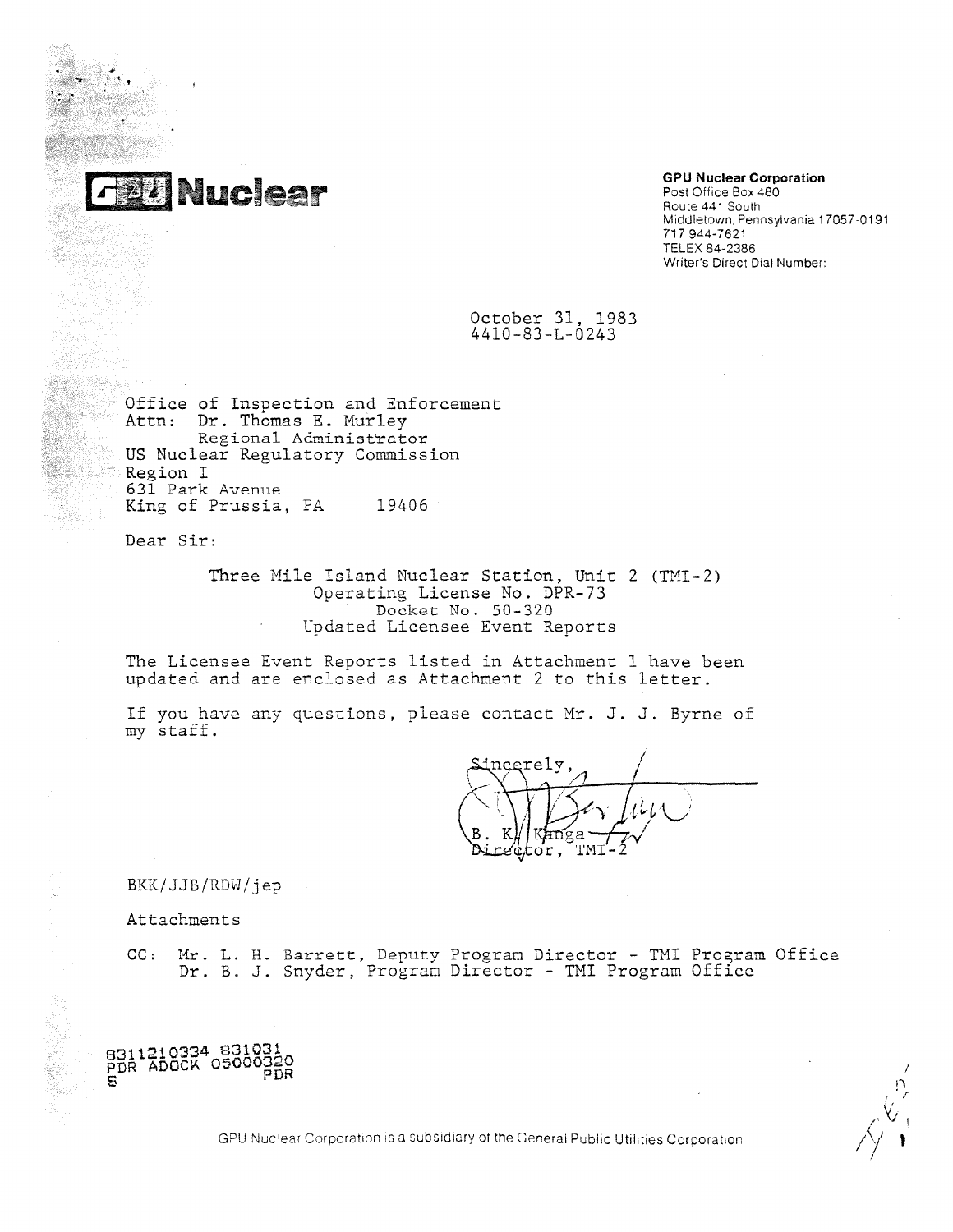# GPU Nuclear

**GPU Nuclear Corporation**
Post Office Box 480
Route 441 South
Middletown, Pennsylvania 17057-0191
717 944-7621
TELEX 84-2386
Writer's Direct Dial Number:

October 31, 1983
4410-83-L-0243

Office of Inspection and Enforcement
Attn: Dr. Thomas E. Murley
Regional Administrator
US Nuclear Regulatory Commission
Region I
631 Park Avenue
King of Prussia, PA 19406

Dear Sir:

Three Mile Island Nuclear Station, Unit 2 (TMI-2)
Operating License No. DPR-73
Docket No. 50-320
Updated Licensee Event Reports

The Licensee Event Reports listed in Attachment 1 have been updated and are enclosed as Attachment 2 to this letter.

If you have any questions, please contact Mr. J. J. Byrne of my staff.

Sincerely,

B. K. Kanga
Director, TMI-2

BKK/JJB/RDW/jep

Attachments

CC: Mr. L. H. Barrett, Deputy Program Director - TMI Program Office
Dr. B. J. Snyder, Program Director - TMI Program Office

8311210334 831031
PDR ADOCK 05000320
S PDR

GPU Nuclear Corporation is a subsidiary of the General Public Utilities Corporation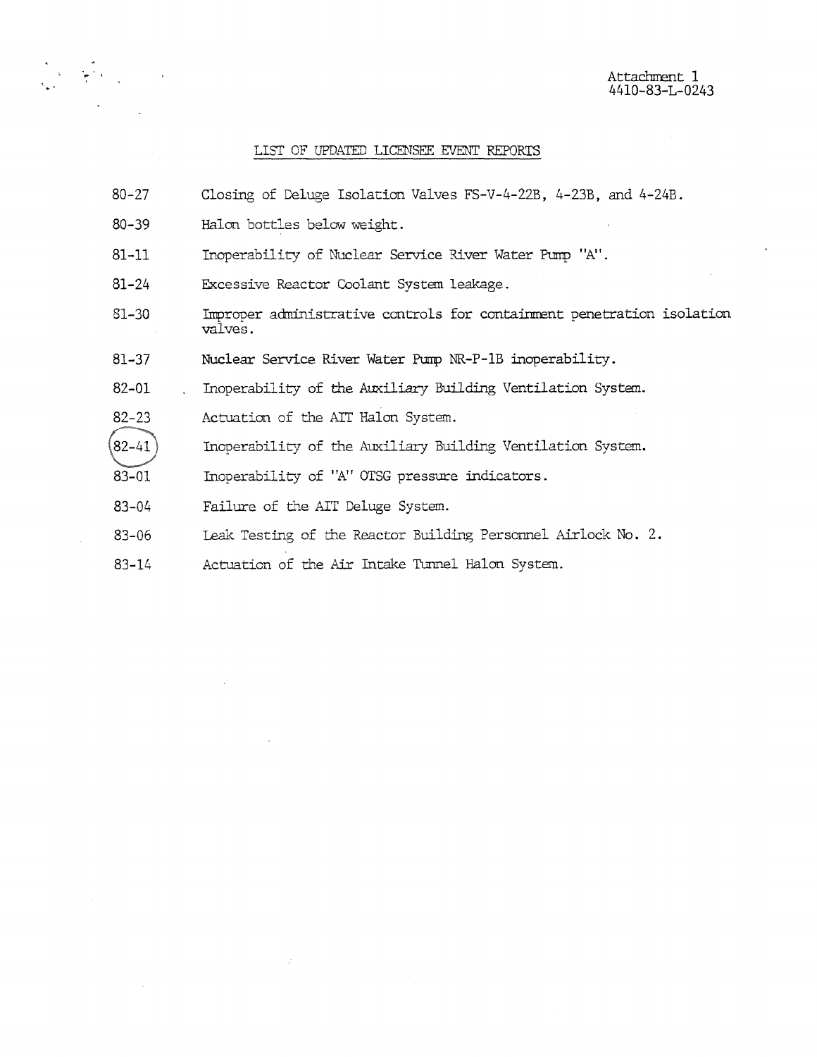Attachment 1
4410-83-L-0243

## LIST OF UPDATED LICENSEE EVENT REPORTS

| | |
|---|---|
| 80-27 | Closing of Deluge Isolation Valves FS-V-4-22B, 4-23B, and 4-24B. |
| 80-39 | Halon bottles below weight. |
| 81-11 | Inoperability of Nuclear Service River Water Pump "A". |
| 81-24 | Excessive Reactor Coolant System leakage. |
| 81-30 | Improper administrative controls for containment penetration isolation valves. |
| 81-37 | Nuclear Service River Water Pump NR-P-1B inoperability. |
| 82-01 | Inoperability of the Auxiliary Building Ventilation System. |
| 82-23 | Actuation of the AIT Halon System. |
| 82-41 | Inoperability of the Auxiliary Building Ventilation System. |
| 83-01 | Inoperability of "A" OTSG pressure indicators. |
| 83-04 | Failure of the AIT Deluge System. |
| 83-06 | Leak Testing of the Reactor Building Personnel Airlock No. 2. |
| 83-14 | Actuation of the Air Intake Tunnel Halon System. |